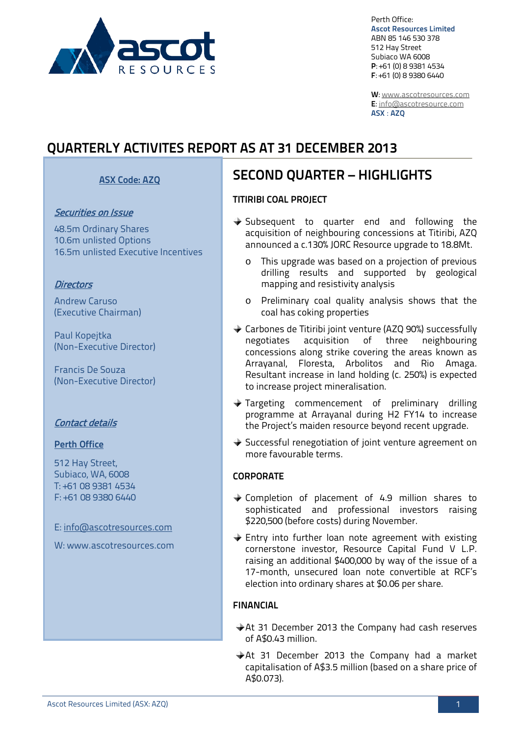Perth Office:
**Ascot Resources Limited**
ABN 85 146 530 378
512 Hay Street
Subiaco WA 6008
**P**: +61 (0) 8 9381 4534
**F**: +61 (0) 8 9380 6440

**W**: www.ascotresources.com
**E**: info@ascotresource.com
**ASX : AZQ**

# QUARTERLY ACTIVITES REPORT AS AT 31 DECEMBER 2013

**ASX Code: AZQ**

***Securities on Issue***

48.5m Ordinary Shares
10.6m unlisted Options
16.5m unlisted Executive Incentives

***Directors***

Andrew Caruso
(Executive Chairman)

Paul Kopejtka
(Non-Executive Director)

Francis De Souza
(Non-Executive Director)

***Contact details***

**Perth Office**

512 Hay Street,
Subiaco, WA, 6008
T: +61 08 9381 4534
F: +61 08 9380 6440

E: info@ascotresources.com

W: www.ascotresources.com

## SECOND QUARTER – HIGHLIGHTS

### TITIRIBI COAL PROJECT

- Subsequent to quarter end and following the acquisition of neighbouring concessions at Titiribi, AZQ announced a c.130% JORC Resource upgrade to 18.8Mt.
  - This upgrade was based on a projection of previous drilling results and supported by geological mapping and resistivity analysis
  - Preliminary coal quality analysis shows that the coal has coking properties
- Carbones de Titiribi joint venture (AZQ 90%) successfully negotiates acquisition of three neighbouring concessions along strike covering the areas known as Arrayanal, Floresta, Arbolitos and Rio Amaga. Resultant increase in land holding (c. 250%) is expected to increase project mineralisation.
- Targeting commencement of preliminary drilling programme at Arrayanal during H2 FY14 to increase the Project's maiden resource beyond recent upgrade.
- Successful renegotiation of joint venture agreement on more favourable terms.

### CORPORATE

- Completion of placement of 4.9 million shares to sophisticated and professional investors raising $220,500 (before costs) during November.
- Entry into further loan note agreement with existing cornerstone investor, Resource Capital Fund V L.P. raising an additional $400,000 by way of the issue of a 17-month, unsecured loan note convertible at RCF's election into ordinary shares at $0.06 per share.

### FINANCIAL

- At 31 December 2013 the Company had cash reserves of A$0.43 million.
- At 31 December 2013 the Company had a market capitalisation of A$3.5 million (based on a share price of A$0.073).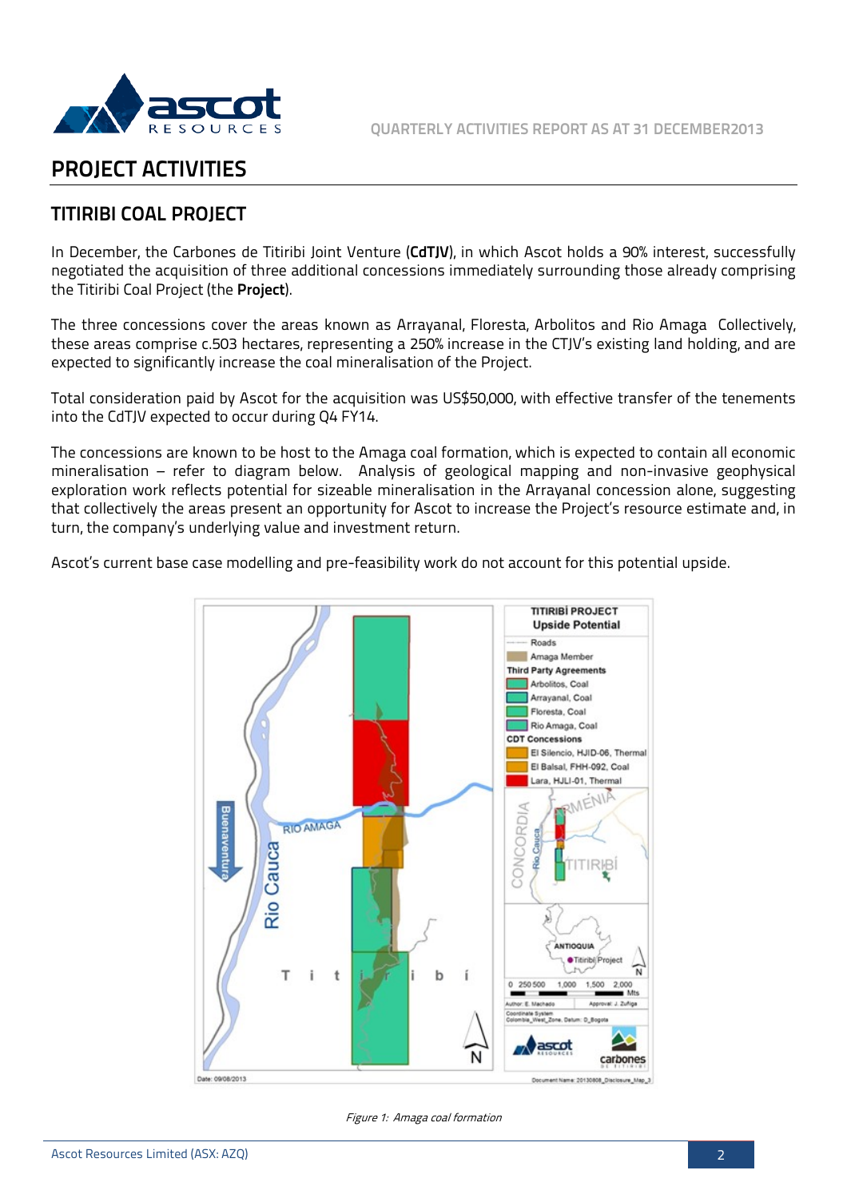# PROJECT ACTIVITIES

## TITIRIBI COAL PROJECT

In December, the Carbones de Titiribi Joint Venture (**CdTJV**), in which Ascot holds a 90% interest, successfully negotiated the acquisition of three additional concessions immediately surrounding those already comprising the Titiribi Coal Project (the **Project**).

The three concessions cover the areas known as Arrayanal, Floresta, Arbolitos and Rio Amaga  Collectively, these areas comprise c.503 hectares, representing a 250% increase in the CTJV's existing land holding, and are expected to significantly increase the coal mineralisation of the Project.

Total consideration paid by Ascot for the acquisition was US$50,000, with effective transfer of the tenements into the CdTJV expected to occur during Q4 FY14.

The concessions are known to be host to the Amaga coal formation, which is expected to contain all economic mineralisation – refer to diagram below.  Analysis of geological mapping and non-invasive geophysical exploration work reflects potential for sizeable mineralisation in the Arrayanal concession alone, suggesting that collectively the areas present an opportunity for Ascot to increase the Project's resource estimate and, in turn, the company's underlying value and investment return.

Ascot's current base case modelling and pre-feasibility work do not account for this potential upside.

TITIRIBÍ PROJECT
Upside Potential

Roads
Amaga Member
Third Party Agreements
Arbolitos, Coal
Arrayanal, Coal
Floresta, Coal
Rio Amaga, Coal
CDT Concessions
El Silencio, HJID-06, Thermal
El Balsal, FHH-092, Coal
Lara, HJLI-01, Thermal

Buenaventura
RIO AMAGA
Rio Cauca
T i t i r i b í
N

ARMENIA
CONCORDIA
Rio Cauca
TITIRIBÍ
ANTIOQUIA
Titiribí Project

0 250 500 1,000 1,500 2,000 Mts

Author: E. Machado
Approval: J. Zuñiga
Coordinate System Colombia_West_Zone, Datum: D_Bogota

Date: 09/08/2013
Document Name: 20130808_Disclosure_Map_3

*Figure 1: Amaga coal formation*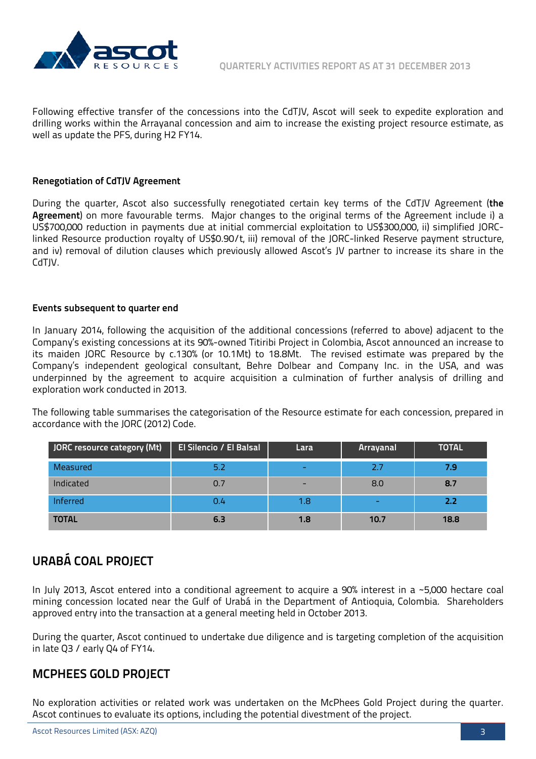Following effective transfer of the concessions into the CdTJV, Ascot will seek to expedite exploration and drilling works within the Arrayanal concession and aim to increase the existing project resource estimate, as well as update the PFS, during H2 FY14.

#### Renegotiation of CdTJV Agreement

During the quarter, Ascot also successfully renegotiated certain key terms of the CdTJV Agreement (**the Agreement**) on more favourable terms. Major changes to the original terms of the Agreement include i) a US$700,000 reduction in payments due at initial commercial exploitation to US$300,000, ii) simplified JORC-linked Resource production royalty of US$0.90/t, iii) removal of the JORC-linked Reserve payment structure, and iv) removal of dilution clauses which previously allowed Ascot's JV partner to increase its share in the CdTJV.

#### Events subsequent to quarter end

In January 2014, following the acquisition of the additional concessions (referred to above) adjacent to the Company's existing concessions at its 90%-owned Titiribi Project in Colombia, Ascot announced an increase to its maiden JORC Resource by c.130% (or 10.1Mt) to 18.8Mt. The revised estimate was prepared by the Company's independent geological consultant, Behre Dolbear and Company Inc. in the USA, and was underpinned by the agreement to acquire acquisition a culmination of further analysis of drilling and exploration work conducted in 2013.

The following table summarises the categorisation of the Resource estimate for each concession, prepared in accordance with the JORC (2012) Code.

| JORC resource category (Mt) | El Silencio / El Balsal | Lara | Arrayanal | TOTAL |
|---|---|---|---|---|
| Measured | 5.2 | - | 2.7 | **7.9** |
| Indicated | 0.7 | - | 8.0 | **8.7** |
| Inferred | 0.4 | 1.8 | - | **2.2** |
| **TOTAL** | **6.3** | **1.8** | **10.7** | **18.8** |

## URABÁ COAL PROJECT

In July 2013, Ascot entered into a conditional agreement to acquire a 90% interest in a ~5,000 hectare coal mining concession located near the Gulf of Urabá in the Department of Antioquia, Colombia. Shareholders approved entry into the transaction at a general meeting held in October 2013.

During the quarter, Ascot continued to undertake due diligence and is targeting completion of the acquisition in late Q3 / early Q4 of FY14.

## MCPHEES GOLD PROJECT

No exploration activities or related work was undertaken on the McPhees Gold Project during the quarter. Ascot continues to evaluate its options, including the potential divestment of the project.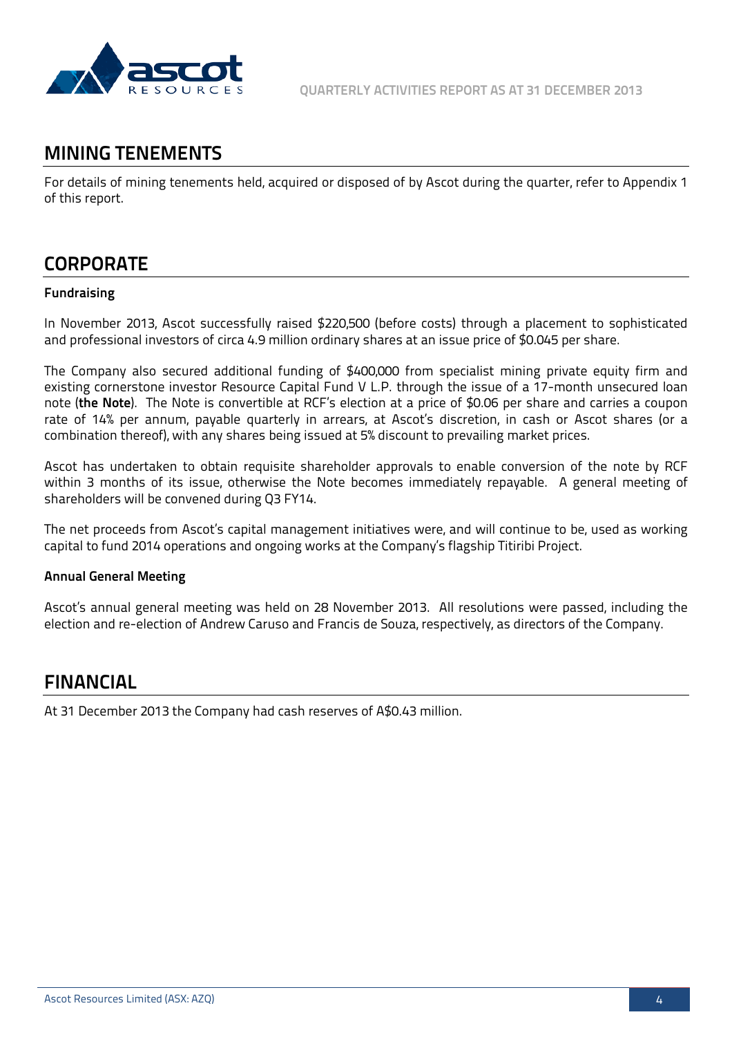## MINING TENEMENTS

For details of mining tenements held, acquired or disposed of by Ascot during the quarter, refer to Appendix 1 of this report.

## CORPORATE

### Fundraising

In November 2013, Ascot successfully raised $220,500 (before costs) through a placement to sophisticated and professional investors of circa 4.9 million ordinary shares at an issue price of $0.045 per share.

The Company also secured additional funding of $400,000 from specialist mining private equity firm and existing cornerstone investor Resource Capital Fund V L.P. through the issue of a 17-month unsecured loan note (**the Note**). The Note is convertible at RCF's election at a price of $0.06 per share and carries a coupon rate of 14% per annum, payable quarterly in arrears, at Ascot's discretion, in cash or Ascot shares (or a combination thereof), with any shares being issued at 5% discount to prevailing market prices.

Ascot has undertaken to obtain requisite shareholder approvals to enable conversion of the note by RCF within 3 months of its issue, otherwise the Note becomes immediately repayable. A general meeting of shareholders will be convened during Q3 FY14.

The net proceeds from Ascot's capital management initiatives were, and will continue to be, used as working capital to fund 2014 operations and ongoing works at the Company's flagship Titiribi Project.

### Annual General Meeting

Ascot's annual general meeting was held on 28 November 2013. All resolutions were passed, including the election and re-election of Andrew Caruso and Francis de Souza, respectively, as directors of the Company.

## FINANCIAL

At 31 December 2013 the Company had cash reserves of A$0.43 million.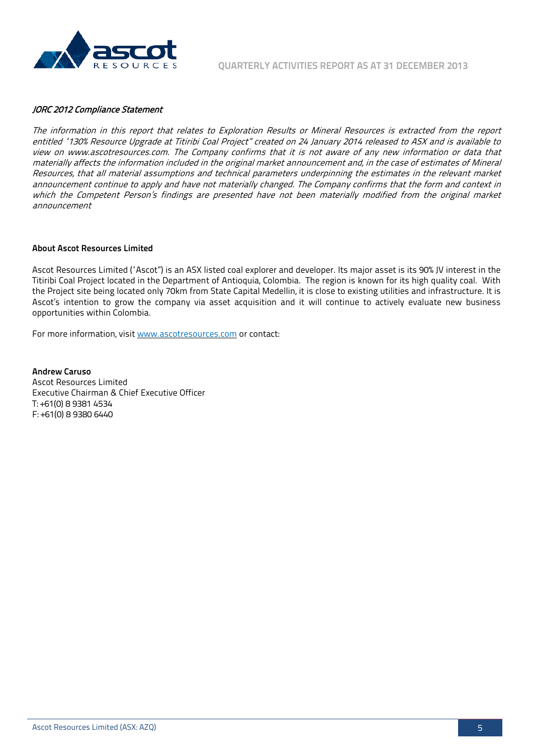*JORC 2012 Compliance Statement*

*The information in this report that relates to Exploration Results or Mineral Resources is extracted from the report entitled '130% Resource Upgrade at Titiribi Coal Project" created on 24 January 2014 released to ASX and is available to view on www.ascotresources.com. The Company confirms that it is not aware of any new information or data that materially affects the information included in the original market announcement and, in the case of estimates of Mineral Resources, that all material assumptions and technical parameters underpinning the estimates in the relevant market announcement continue to apply and have not materially changed. The Company confirms that the form and context in which the Competent Person's findings are presented have not been materially modified from the original market announcement*

**About Ascot Resources Limited**

Ascot Resources Limited ('Ascot") is an ASX listed coal explorer and developer. Its major asset is its 90% JV interest in the Titiribi Coal Project located in the Department of Antioquia, Colombia. The region is known for its high quality coal. With the Project site being located only 70km from State Capital Medellin, it is close to existing utilities and infrastructure. It is Ascot's intention to grow the company via asset acquisition and it will continue to actively evaluate new business opportunities within Colombia.

For more information, visit www.ascotresources.com or contact:

**Andrew Caruso**
Ascot Resources Limited
Executive Chairman & Chief Executive Officer
T: +61(0) 8 9381 4534
F: +61(0) 8 9380 6440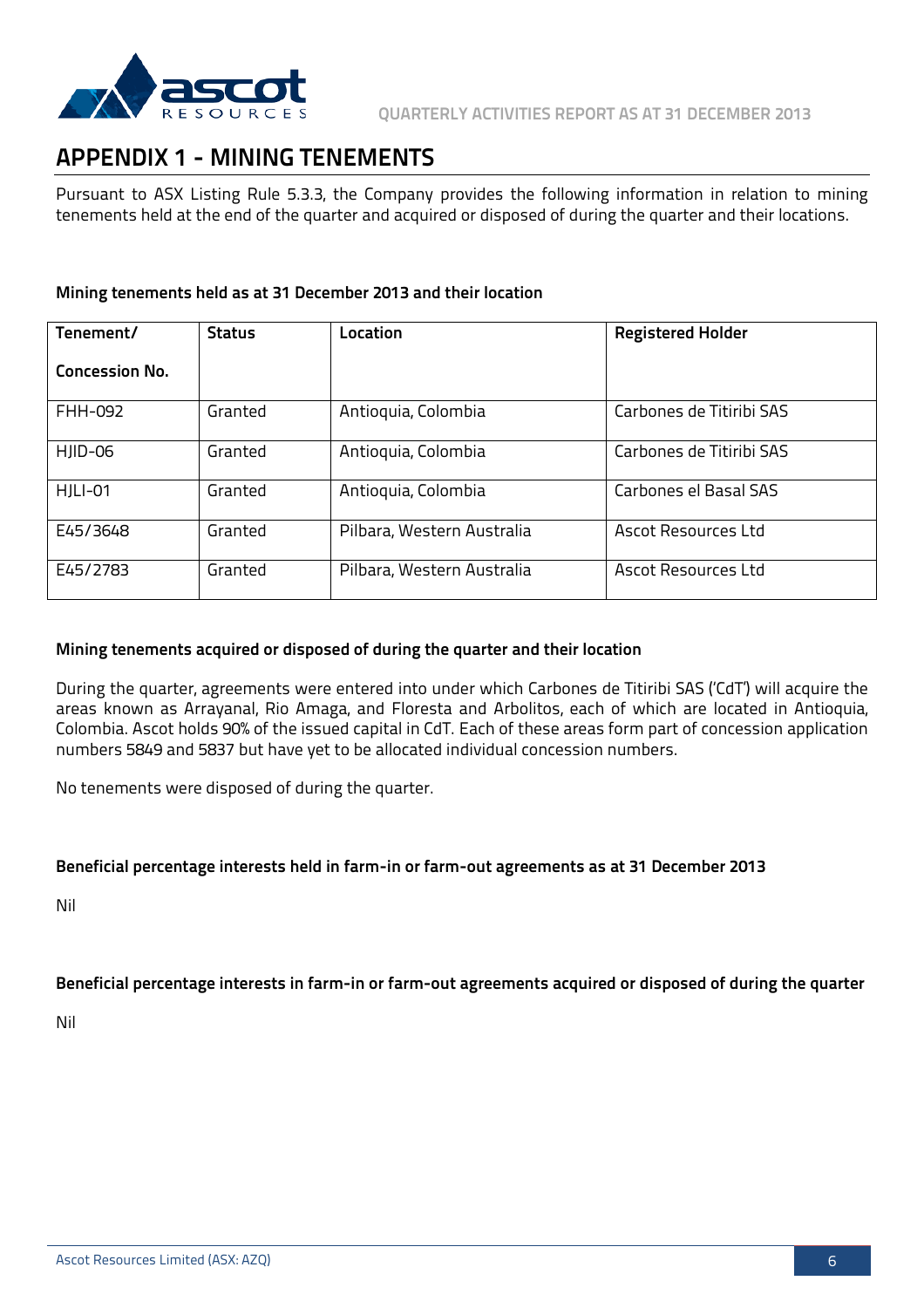# APPENDIX 1 - MINING TENEMENTS

Pursuant to ASX Listing Rule 5.3.3, the Company provides the following information in relation to mining tenements held at the end of the quarter and acquired or disposed of during the quarter and their locations.

**Mining tenements held as at 31 December 2013 and their location**

| Tenement/ Concession No. | Status | Location | Registered Holder |
|---|---|---|---|
| FHH-092 | Granted | Antioquia, Colombia | Carbones de Titiribi SAS |
| HJID-06 | Granted | Antioquia, Colombia | Carbones de Titiribi SAS |
| HJLI-01 | Granted | Antioquia, Colombia | Carbones el Basal SAS |
| E45/3648 | Granted | Pilbara, Western Australia | Ascot Resources Ltd |
| E45/2783 | Granted | Pilbara, Western Australia | Ascot Resources Ltd |

**Mining tenements acquired or disposed of during the quarter and their location**

During the quarter, agreements were entered into under which Carbones de Titiribi SAS ('CdT') will acquire the areas known as Arrayanal, Rio Amaga, and Floresta and Arbolitos, each of which are located in Antioquia, Colombia. Ascot holds 90% of the issued capital in CdT. Each of these areas form part of concession application numbers 5849 and 5837 but have yet to be allocated individual concession numbers.

No tenements were disposed of during the quarter.

**Beneficial percentage interests held in farm-in or farm-out agreements as at 31 December 2013**

Nil

**Beneficial percentage interests in farm-in or farm-out agreements acquired or disposed of during the quarter**

Nil